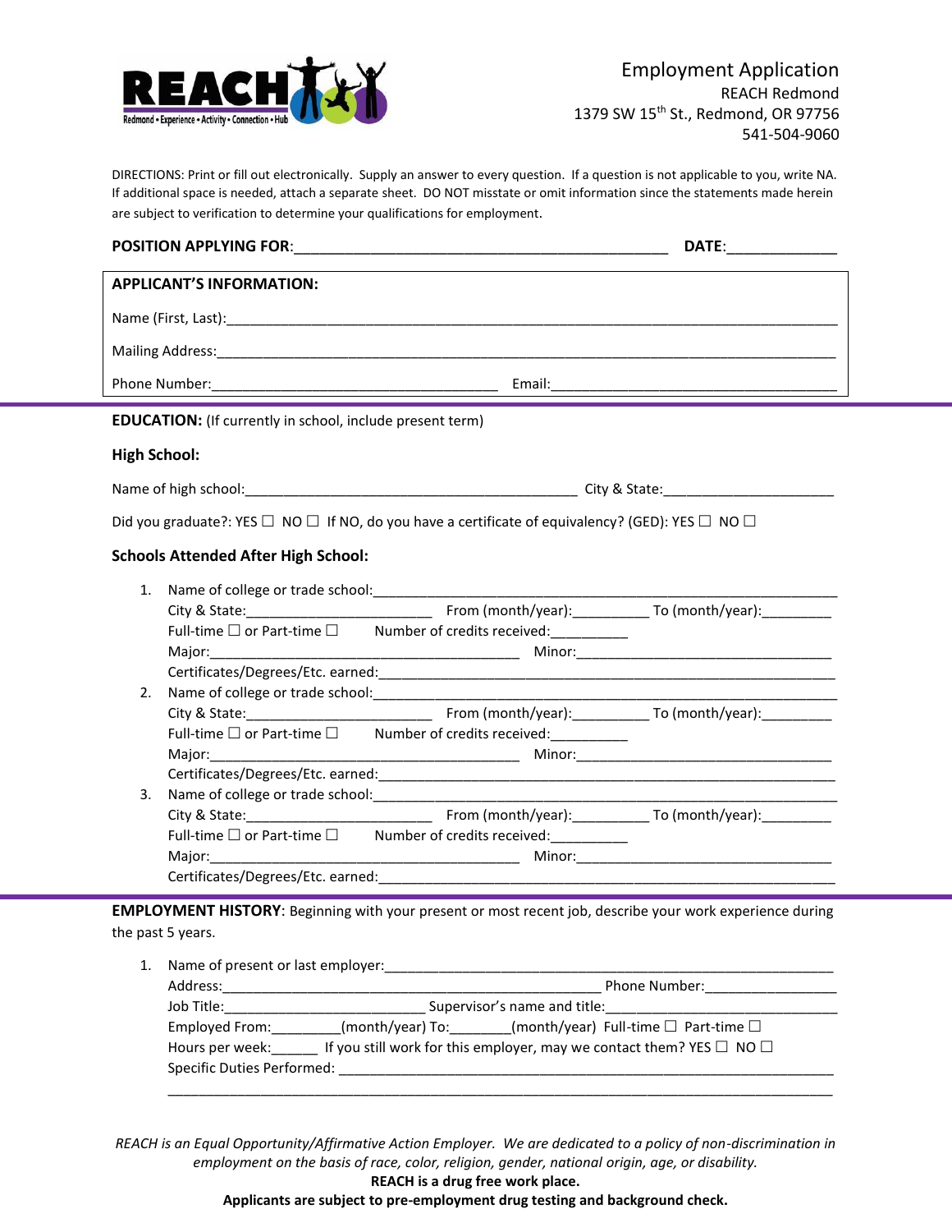REACH
Redmond • Experience • Activity • Connection • Hub

# Employment Application

REACH Redmond
1379 SW 15th St., Redmond, OR 97756
541-504-9060

DIRECTIONS: Print or fill out electronically. Supply an answer to every question. If a question is not applicable to you, write NA. If additional space is needed, attach a separate sheet. DO NOT misstate or omit information since the statements made herein are subject to verification to determine your qualifications for employment.

**POSITION APPLYING FOR**:_______________________________________________ **DATE**:_____________

**APPLICANT'S INFORMATION:**

Name (First, Last):_____________________________________________________________________________

Mailing Address:_______________________________________________________________________________

Phone Number:____________________________________ Email:____________________________________

**EDUCATION:** (If currently in school, include present term)

**High School:**

Name of high school:__________________________________________ City & State:_____________________

Did you graduate?: YES ☐ NO ☐ If NO, do you have a certificate of equivalency? (GED): YES ☐ NO ☐

**Schools Attended After High School:**

1. Name of college or trade school:___________________________________________________________
   City & State:________________________ From (month/year):__________ To (month/year):_________
   Full-time ☐ or Part-time ☐ Number of credits received:__________
   Major:________________________________________ Minor:__________________________________
   Certificates/Degrees/Etc. earned:____________________________________________________________
2. Name of college or trade school:___________________________________________________________
   City & State:________________________ From (month/year):__________ To (month/year):_________
   Full-time ☐ or Part-time ☐ Number of credits received:__________
   Major:________________________________________ Minor:__________________________________
   Certificates/Degrees/Etc. earned:____________________________________________________________
3. Name of college or trade school:___________________________________________________________
   City & State:________________________ From (month/year):__________ To (month/year):_________
   Full-time ☐ or Part-time ☐ Number of credits received:__________
   Major:________________________________________ Minor:__________________________________
   Certificates/Degrees/Etc. earned:____________________________________________________________

**EMPLOYMENT HISTORY**: Beginning with your present or most recent job, describe your work experience during the past 5 years.

1. Name of present or last employer:___________________________________________________________
   Address:_________________________________________________ Phone Number:_________________
   Job Title:__________________________ Supervisor's name and title:______________________________
   Employed From:_________(month/year) To:________(month/year) Full-time ☐ Part-time ☐
   Hours per week:______ If you still work for this employer, may we contact them? YES ☐ NO ☐
   Specific Duties Performed: _________________________________________________________________
   ________________________________________________________________________________________

*REACH is an Equal Opportunity/Affirmative Action Employer. We are dedicated to a policy of non-discrimination in employment on the basis of race, color, religion, gender, national origin, age, or disability.*

**REACH is a drug free work place.**

**Applicants are subject to pre-employment drug testing and background check.**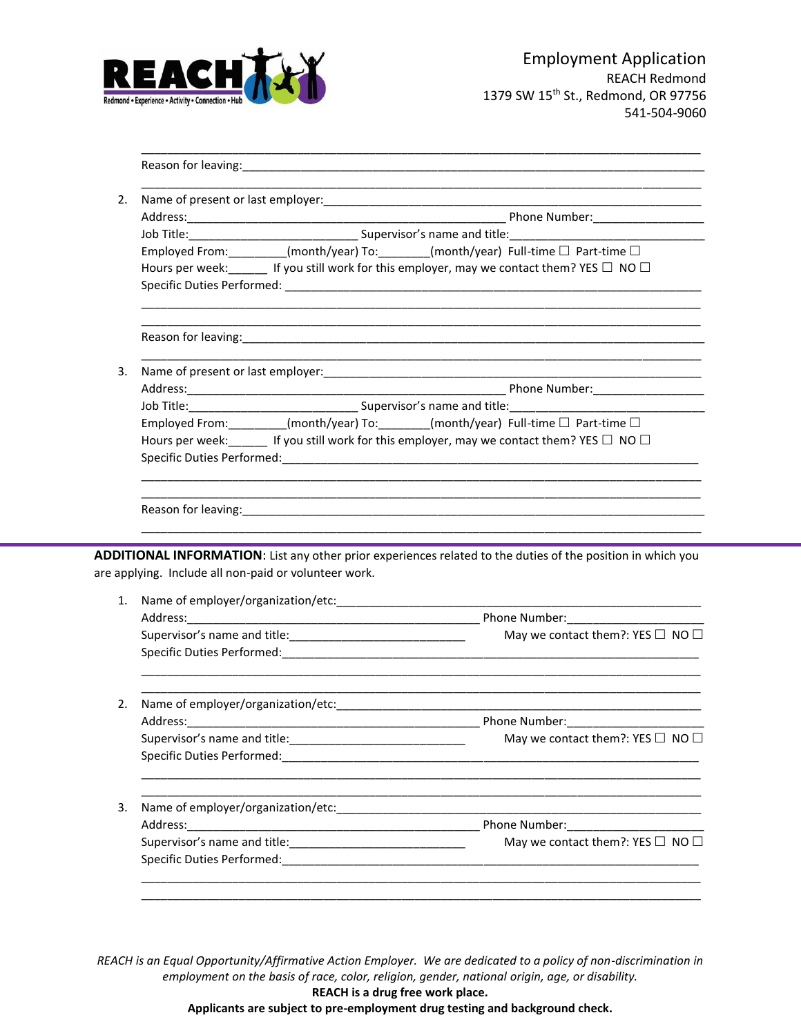Employment Application
REACH Redmond
1379 SW 15th St., Redmond, OR 97756
541-504-9060

______________________________________________________________________________

Reason for leaving:______________________________________________________________

______________________________________________________________________________

2. Name of present or last employer:_______________________________________________
   Address:_____________________________________________ Phone Number:________________
   Job Title:___________________________ Supervisor's name and title:_____________________________
   Employed From:_________(month/year) To:________(month/year) Full-time ☐ Part-time ☐
   Hours per week:______ If you still work for this employer, may we contact them? YES ☐ NO ☐
   Specific Duties Performed: _______________________________________________________
   ______________________________________________________________________________
   ______________________________________________________________________________
   Reason for leaving:______________________________________________________________
   ______________________________________________________________________________

3. Name of present or last employer:_______________________________________________
   Address:_____________________________________________ Phone Number:________________
   Job Title:___________________________ Supervisor's name and title:_____________________________
   Employed From:_________(month/year) To:________(month/year) Full-time ☐ Part-time ☐
   Hours per week:______ If you still work for this employer, may we contact them? YES ☐ NO ☐
   Specific Duties Performed:_______________________________________________________
   ______________________________________________________________________________
   ______________________________________________________________________________
   Reason for leaving:______________________________________________________________
   ______________________________________________________________________________

**ADDITIONAL INFORMATION**: List any other prior experiences related to the duties of the position in which you are applying. Include all non-paid or volunteer work.

1. Name of employer/organization/etc:_______________________________________________
   Address:_____________________________________________ Phone Number:_____________________
   Supervisor's name and title:___________________________ May we contact them?: YES ☐ NO ☐
   Specific Duties Performed:_______________________________________________________
   ______________________________________________________________________________
   ______________________________________________________________________________

2. Name of employer/organization/etc:_______________________________________________
   Address:_____________________________________________ Phone Number:_____________________
   Supervisor's name and title:___________________________ May we contact them?: YES ☐ NO ☐
   Specific Duties Performed:_______________________________________________________
   ______________________________________________________________________________
   ______________________________________________________________________________

3. Name of employer/organization/etc:_______________________________________________
   Address:_____________________________________________ Phone Number:_____________________
   Supervisor's name and title:___________________________ May we contact them?: YES ☐ NO ☐
   Specific Duties Performed:_______________________________________________________
   ______________________________________________________________________________
   ______________________________________________________________________________

*REACH is an Equal Opportunity/Affirmative Action Employer. We are dedicated to a policy of non-discrimination in employment on the basis of race, color, religion, gender, national origin, age, or disability.*

**REACH is a drug free work place.**

**Applicants are subject to pre-employment drug testing and background check.**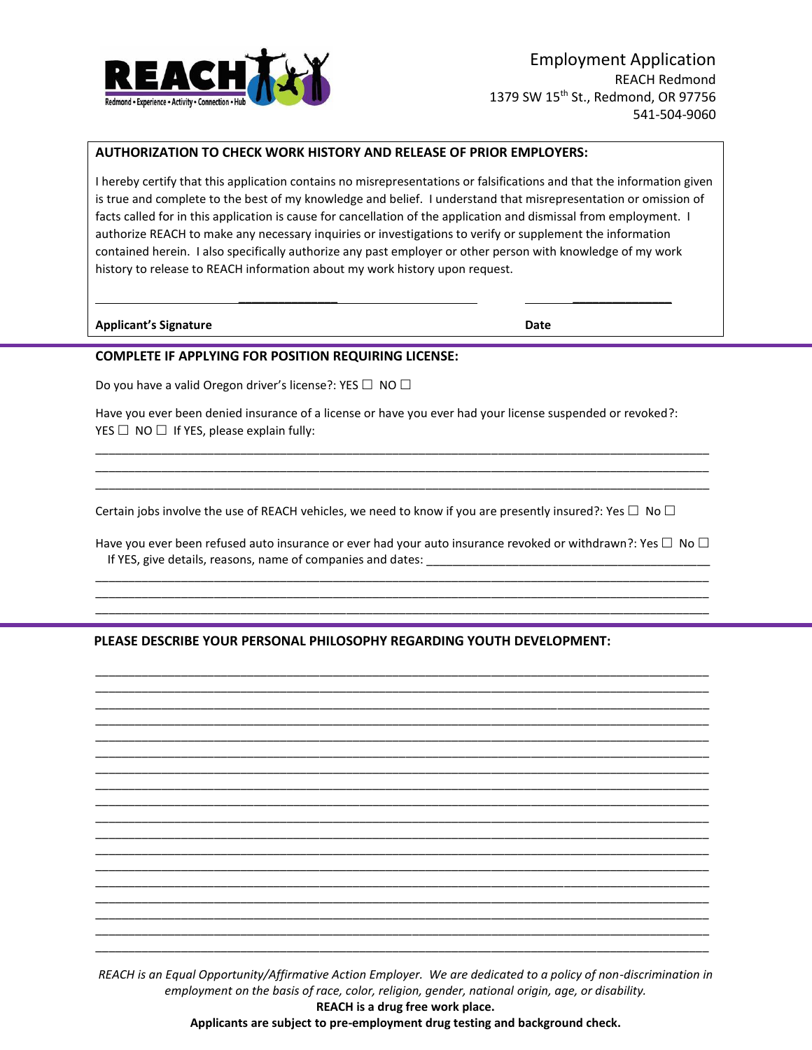Employment Application
REACH Redmond
1379 SW 15th St., Redmond, OR 97756
541-504-9060

**AUTHORIZATION TO CHECK WORK HISTORY AND RELEASE OF PRIOR EMPLOYERS:**

I hereby certify that this application contains no misrepresentations or falsifications and that the information given is true and complete to the best of my knowledge and belief. I understand that misrepresentation or omission of facts called for in this application is cause for cancellation of the application and dismissal from employment. I authorize REACH to make any necessary inquiries or investigations to verify or supplement the information contained herein. I also specifically authorize any past employer or other person with knowledge of my work history to release to REACH information about my work history upon request.

______________________________________________ ________________

**Applicant's Signature** **Date**

**COMPLETE IF APPLYING FOR POSITION REQUIRING LICENSE:**

Do you have a valid Oregon driver's license?: YES ☐ NO ☐

Have you ever been denied insurance of a license or have you ever had your license suspended or revoked?: YES ☐ NO ☐ If YES, please explain fully:

______________________________________________________________________________
______________________________________________________________________________
______________________________________________________________________________

Certain jobs involve the use of REACH vehicles, we need to know if you are presently insured?: Yes ☐ No ☐

Have you ever been refused auto insurance or ever had your auto insurance revoked or withdrawn?: Yes ☐ No ☐
If YES, give details, reasons, name of companies and dates: ____________________________________________
______________________________________________________________________________
______________________________________________________________________________
______________________________________________________________________________

**PLEASE DESCRIBE YOUR PERSONAL PHILOSOPHY REGARDING YOUTH DEVELOPMENT:**

______________________________________________________________________________
______________________________________________________________________________
______________________________________________________________________________
______________________________________________________________________________
______________________________________________________________________________
______________________________________________________________________________
______________________________________________________________________________
______________________________________________________________________________
______________________________________________________________________________
______________________________________________________________________________
______________________________________________________________________________
______________________________________________________________________________
______________________________________________________________________________
______________________________________________________________________________
______________________________________________________________________________
______________________________________________________________________________
______________________________________________________________________________
______________________________________________________________________________

*REACH is an Equal Opportunity/Affirmative Action Employer. We are dedicated to a policy of non-discrimination in employment on the basis of race, color, religion, gender, national origin, age, or disability.*

**REACH is a drug free work place.**

**Applicants are subject to pre-employment drug testing and background check.**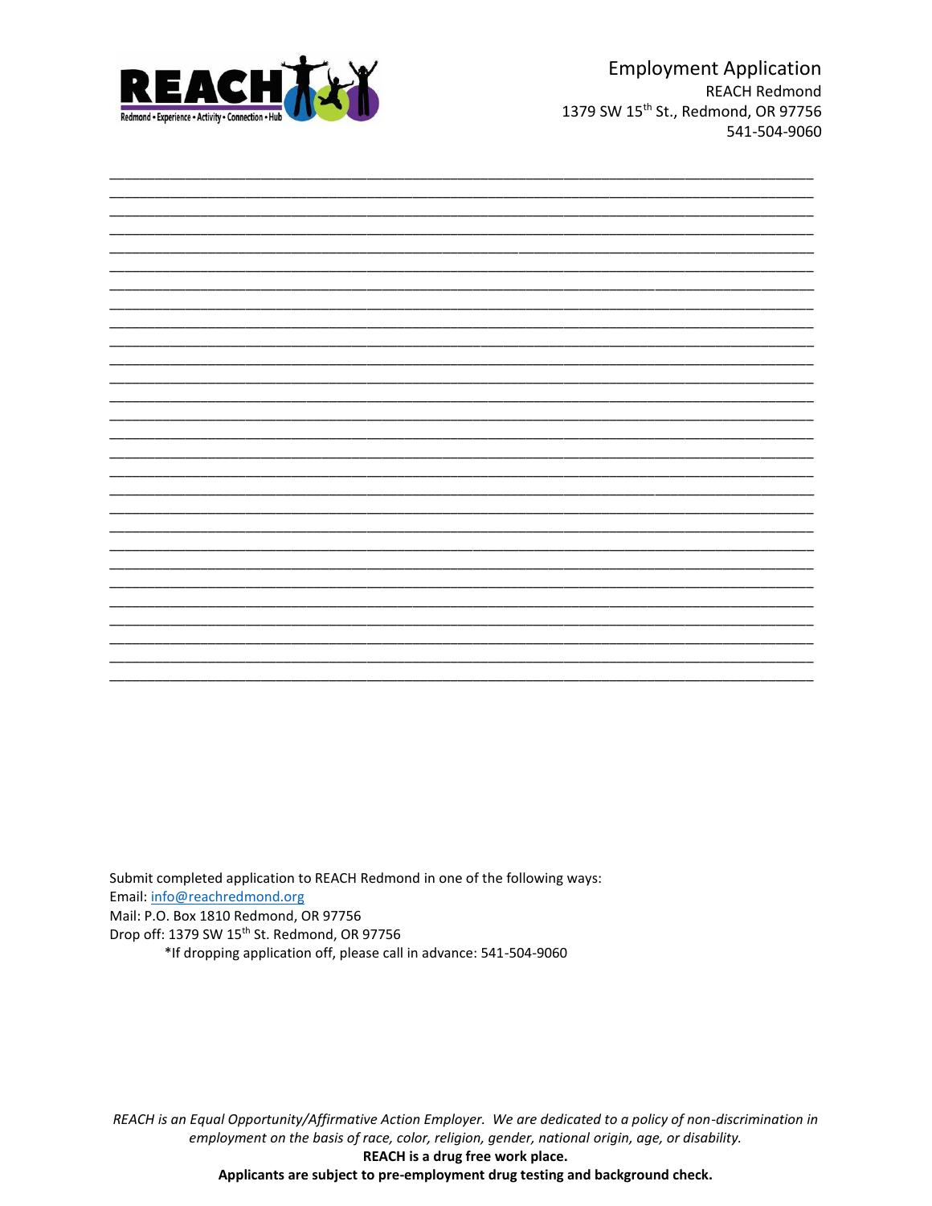Employment Application
REACH Redmond
1379 SW 15th St., Redmond, OR 97756
541-504-9060

_____________________________________________________________________________________
_____________________________________________________________________________________
_____________________________________________________________________________________
_____________________________________________________________________________________
_____________________________________________________________________________________
_____________________________________________________________________________________
_____________________________________________________________________________________
_____________________________________________________________________________________
_____________________________________________________________________________________
_____________________________________________________________________________________
_____________________________________________________________________________________
_____________________________________________________________________________________
_____________________________________________________________________________________
_____________________________________________________________________________________
_____________________________________________________________________________________
_____________________________________________________________________________________
_____________________________________________________________________________________
_____________________________________________________________________________________
_____________________________________________________________________________________
_____________________________________________________________________________________
_____________________________________________________________________________________
_____________________________________________________________________________________
_____________________________________________________________________________________
_____________________________________________________________________________________
_____________________________________________________________________________________
_____________________________________________________________________________________
_____________________________________________________________________________________
_____________________________________________________________________________________

Submit completed application to REACH Redmond in one of the following ways:
Email: info@reachredmond.org
Mail: P.O. Box 1810 Redmond, OR 97756
Drop off: 1379 SW 15th St. Redmond, OR 97756
    *If dropping application off, please call in advance: 541-504-9060

*REACH is an Equal Opportunity/Affirmative Action Employer. We are dedicated to a policy of non-discrimination in employment on the basis of race, color, religion, gender, national origin, age, or disability.*

**REACH is a drug free work place.**

**Applicants are subject to pre-employment drug testing and background check.**